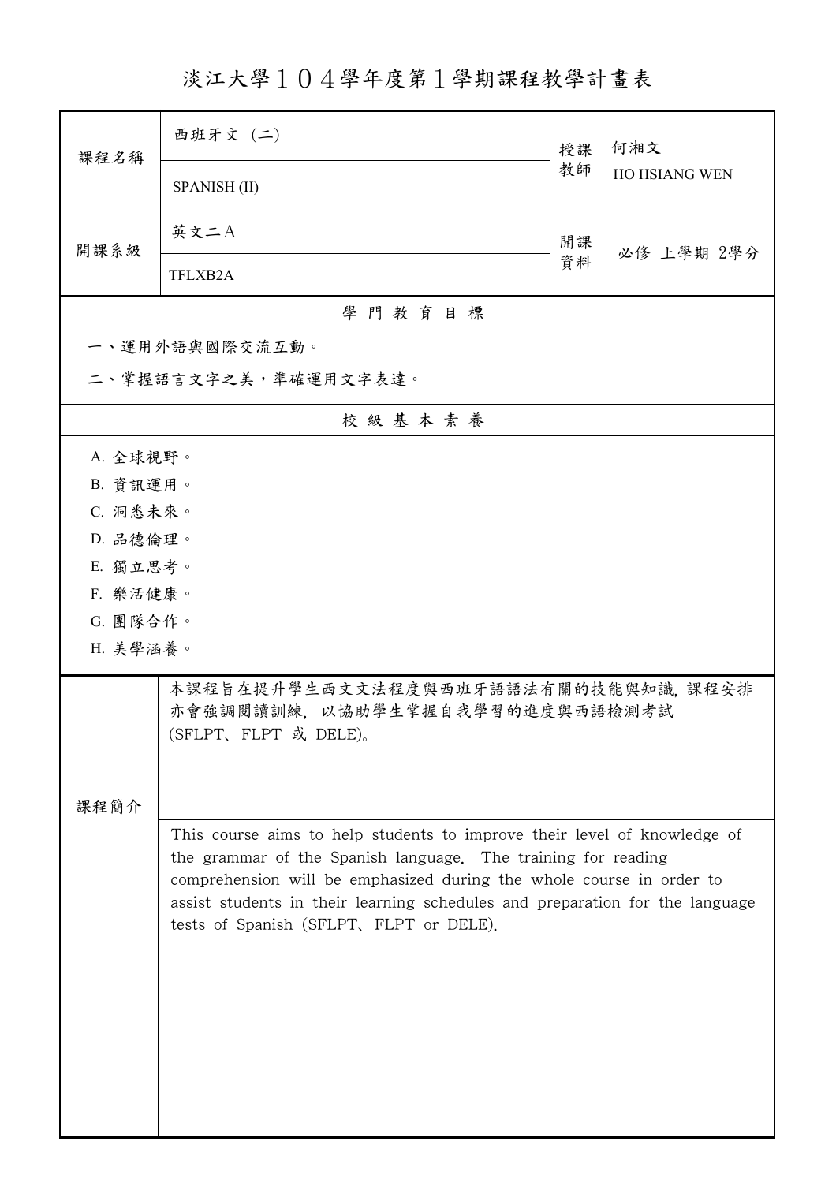# 淡江大學１０４學年度第１學期課程教學計畫表

| 課程名稱 | 西班牙文 (二) | 授課教師 | 何湘文 |
|---|---|---|---|
| | SPANISH (II) | | HO HSIANG WEN |
| 開課系級 | 英文二A | 開課資料 | 必修 上學期 2學分 |
| | TFLXB2A | | |

## 學 門 教 育 目 標

一、運用外語與國際交流互動。

二、掌握語言文字之美，準確運用文字表達。

## 校 級 基 本 素 養

A. 全球視野。

B. 資訊運用。

C. 洞悉未來。

D. 品德倫理。

E. 獨立思考。

F. 樂活健康。

G. 團隊合作。

H. 美學涵養。

## 課程簡介

本課程旨在提升學生西文文法程度與西班牙語語法有關的技能與知識, 課程安排亦會強調閱讀訓練, 以協助學生掌握自我學習的進度與西語檢測考試(SFLPT、FLPT 或 DELE)。

This course aims to help students to improve their level of knowledge of the grammar of the Spanish language. The training for reading comprehension will be emphasized during the whole course in order to assist students in their learning schedules and preparation for the language tests of Spanish (SFLPT、FLPT or DELE).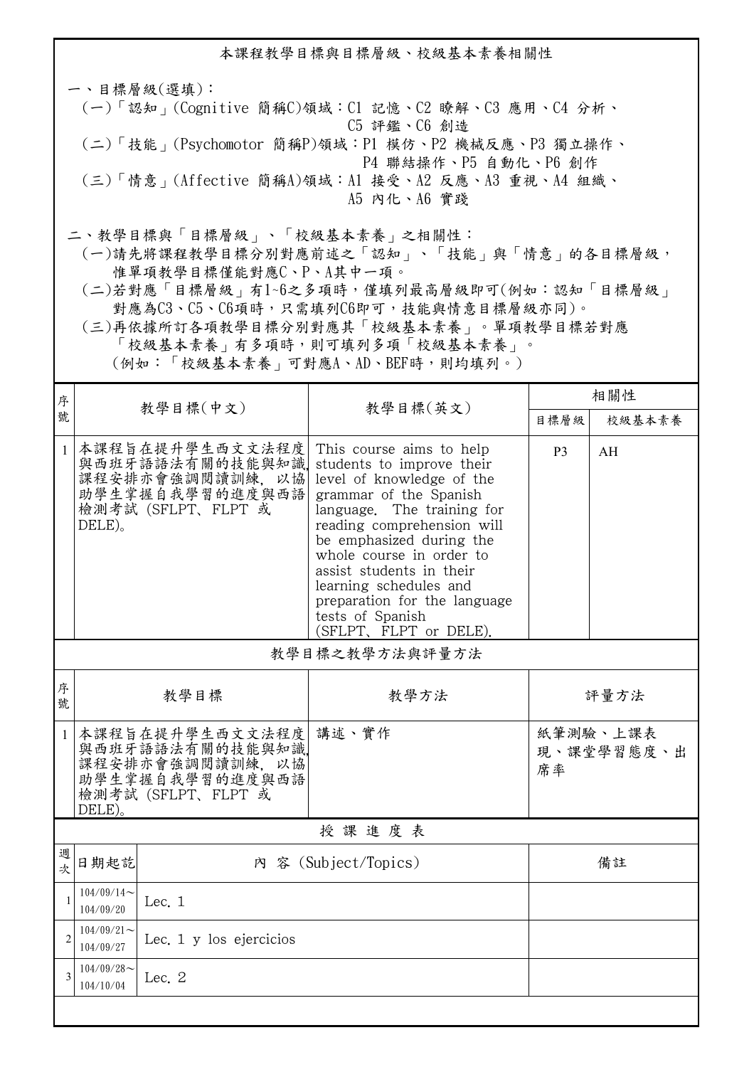## 本課程教學目標與目標層級、校級基本素養相關性

一、目標層級(選填)：

(一)「認知」(Cognitive 簡稱C)領域：C1 記憶、C2 瞭解、C3 應用、C4 分析、C5 評鑑、C6 創造

(二)「技能」(Psychomotor 簡稱P)領域：P1 模仿、P2 機械反應、P3 獨立操作、P4 聯結操作、P5 自動化、P6 創作

(三)「情意」(Affective 簡稱A)領域：A1 接受、A2 反應、A3 重視、A4 組織、A5 內化、A6 實踐

二、教學目標與「目標層級」、「校級基本素養」之相關性：

(一)請先將課程教學目標分別對應前述之「認知」、「技能」與「情意」的各目標層級，惟單項教學目標僅能對應C、P、A其中一項。

(二)若對應「目標層級」有1~6之多項時，僅填列最高層級即可(例如：認知「目標層級」對應為C3、C5、C6項時，只需填列C6即可，技能與情意目標層級亦同)。

(三)再依據所訂各項教學目標分別對應其「校級基本素養」。單項教學目標若對應「校級基本素養」有多項時，則可填列多項「校級基本素養」。(例如：「校級基本素養」可對應A、AD、BEF時，則均填列。)

| 序號 | 教學目標(中文) | 教學目標(英文) | 相關性 | |
|---|---|---|---|---|
| | | | 目標層級 | 校級基本素養 |
| 1 | 本課程旨在提升學生西文文法程度與西班牙語語法有關的技能與知識, 課程安排亦會強調閱讀訓練, 以協助學生掌握自我學習的進度與西語檢測考試 (SFLPT、FLPT 或 DELE)。 | This course aims to help students to improve their level of knowledge of the grammar of the Spanish language. The training for reading comprehension will be emphasized during the whole course in order to assist students in their learning schedules and preparation for the language tests of Spanish (SFLPT、FLPT or DELE). | P3 | AH |

### 教學目標之教學方法與評量方法

| 序號 | 教學目標 | 教學方法 | 評量方法 |
|---|---|---|---|
| 1 | 本課程旨在提升學生西文文法程度與西班牙語語法有關的技能與知識, 課程安排亦會強調閱讀訓練, 以協助學生掌握自我學習的進度與西語檢測考試 (SFLPT、FLPT 或 DELE)。 | 講述、實作 | 紙筆測驗、上課表現、課堂學習態度、出席率 |

### 授 課 進 度 表

| 週次 | 日期起訖 | 內 容 (Subject/Topics) | 備註 |
|---|---|---|---|
| 1 | 104/09/14~104/09/20 | Lec. 1 | |
| 2 | 104/09/21~104/09/27 | Lec. 1 y los ejercicios | |
| 3 | 104/09/28~104/10/04 | Lec. 2 | |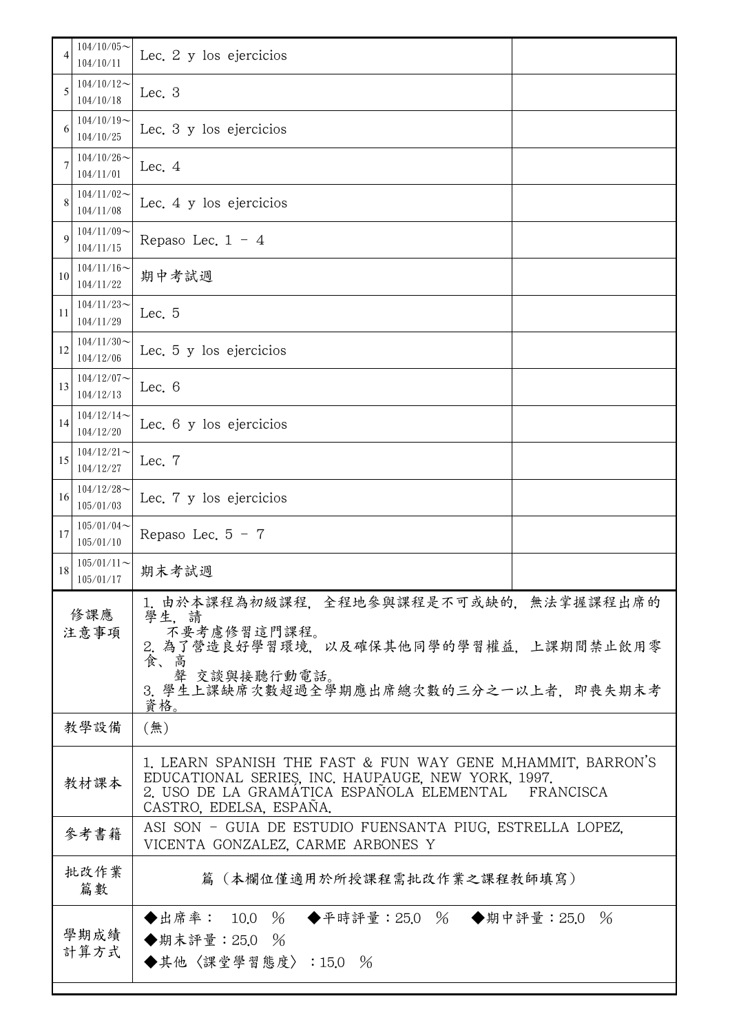| | | | |
|---|---|---|---|
| 4 | 104/10/05～104/10/11 | Lec. 2 y los ejercicios | |
| 5 | 104/10/12～104/10/18 | Lec. 3 | |
| 6 | 104/10/19～104/10/25 | Lec. 3 y los ejercicios | |
| 7 | 104/10/26～104/11/01 | Lec. 4 | |
| 8 | 104/11/02～104/11/08 | Lec. 4 y los ejercicios | |
| 9 | 104/11/09～104/11/15 | Repaso Lec. 1 - 4 | |
| 10 | 104/11/16～104/11/22 | 期中考試週 | |
| 11 | 104/11/23～104/11/29 | Lec. 5 | |
| 12 | 104/11/30～104/12/06 | Lec. 5 y los ejercicios | |
| 13 | 104/12/07～104/12/13 | Lec. 6 | |
| 14 | 104/12/14～104/12/20 | Lec. 6 y los ejercicios | |
| 15 | 104/12/21～104/12/27 | Lec. 7 | |
| 16 | 104/12/28～105/01/03 | Lec. 7 y los ejercicios | |
| 17 | 105/01/04～105/01/10 | Repaso Lec. 5 - 7 | |
| 18 | 105/01/11～105/01/17 | 期末考試週 | |

| | |
|---|---|
| 修課應注意事項 | 1. 由於本課程為初級課程，全程地參與課程是不可或缺的，無法掌握課程出席的學生，請不要考慮修習這門課程。<br>2. 為了營造良好學習環境，以及確保其他同學的學習權益，上課期間禁止飲用零食、高聲交談與接聽行動電話。<br>3. 學生上課缺席次數超過全學期應出席總次數的三分之一以上者，即喪失期末考資格。 |
| 教學設備 | (無) |
| 教材課本 | 1. LEARN SPANISH THE FAST & FUN WAY GENE M.HAMMIT, BARRON'S EDUCATIONAL SERIES, INC. HAUPAUGE, NEW YORK, 1997.<br>2. USO DE LA GRAMÁTICA ESPAÑOLA ELEMENTAL FRANCISCA CASTRO, EDELSA, ESPAÑA. |
| 參考書籍 | ASI SON - GUIA DE ESTUDIO FUENSANTA PIUG, ESTRELLA LOPEZ, VICENTA GONZALEZ, CARME ARBONES Y |
| 批改作業篇數 | 篇（本欄位僅適用於所授課程需批改作業之課程教師填寫） |
| 學期成績計算方式 | ◆出席率： 10.0 ％ ◆平時評量：25.0 ％ ◆期中評量：25.0 ％<br>◆期末評量：25.0 ％<br>◆其他〈課堂學習態度〉：15.0 ％ |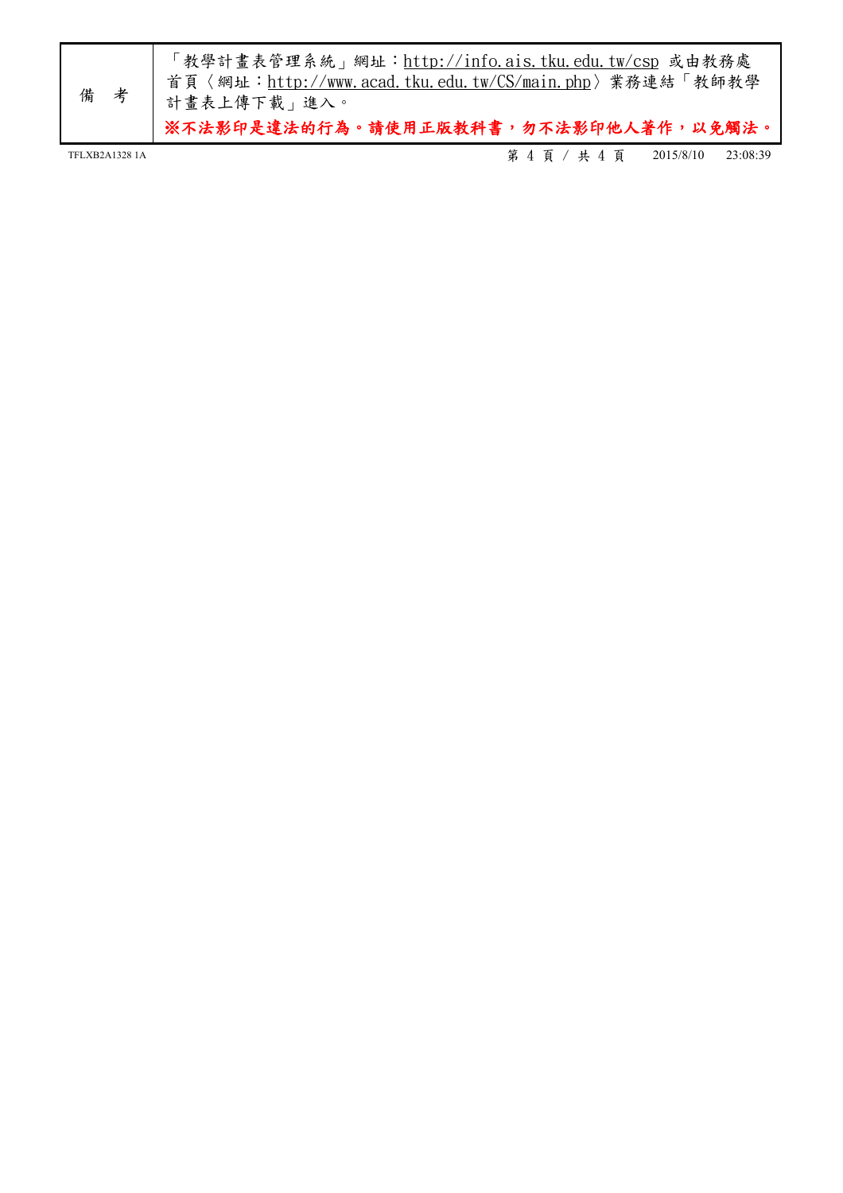| | |
|---|---|
| 備　考 | 「教學計畫表管理系統」網址：http://info.ais.tku.edu.tw/csp 或由教務處首頁〈網址：http://www.acad.tku.edu.tw/CS/main.php〉業務連結「教師教學計畫表上傳下載」進入。<br>**※不法影印是違法的行為。請使用正版教科書，勿不法影印他人著作，以免觸法。** |

TFLXB2A1328 1A